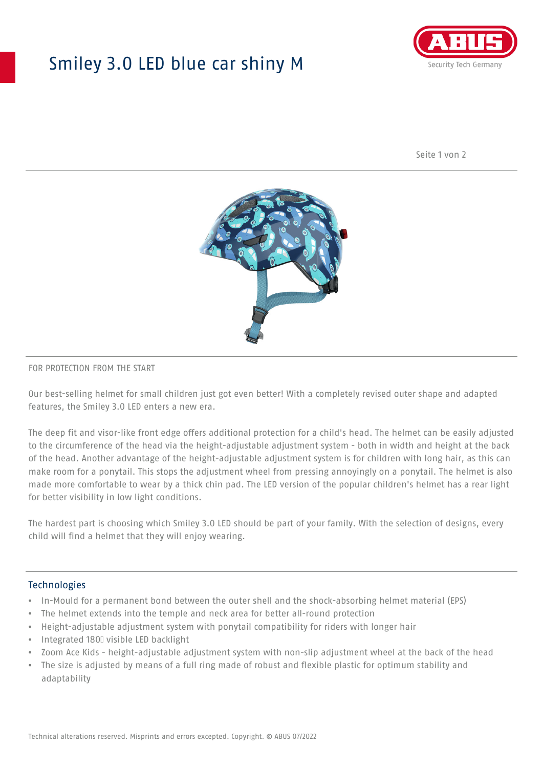# Smiley 3.0 LED blue car shiny M

ABUS Security Tech Germany

FOR PROTECTION FROM THE START

Our best-selling helmet for small children just got even better! With a completely revised outer shape and adapted features, the Smiley 3.0 LED enters a new era.

The deep fit and visor-like front edge offers additional protection for a child's head. The helmet can be easily adjusted to the circumference of the head via the height-adjustable adjustment system - both in width and height at the back of the head. Another advantage of the height-adjustable adjustment system is for children with long hair, as this can make room for a ponytail. This stops the adjustment wheel from pressing annoyingly on a ponytail. The helmet is also made more comfortable to wear by a thick chin pad. The LED version of the popular children's helmet has a rear light for better visibility in low light conditions.

The hardest part is choosing which Smiley 3.0 LED should be part of your family. With the selection of designs, every child will find a helmet that they will enjoy wearing.

## Technologies

- In-Mould for a permanent bond between the outer shell and the shock-absorbing helmet material (EPS)
- The helmet extends into the temple and neck area for better all-round protection
- Height-adjustable adjustment system with ponytail compatibility for riders with longer hair
- Integrated 180° visible LED backlight
- Zoom Ace Kids - height-adjustable adjustment system with non-slip adjustment wheel at the back of the head
- The size is adjusted by means of a full ring made of robust and flexible plastic for optimum stability and adaptability

Technical alterations reserved. Misprints and errors excepted. Copyright. © ABUS 07/2022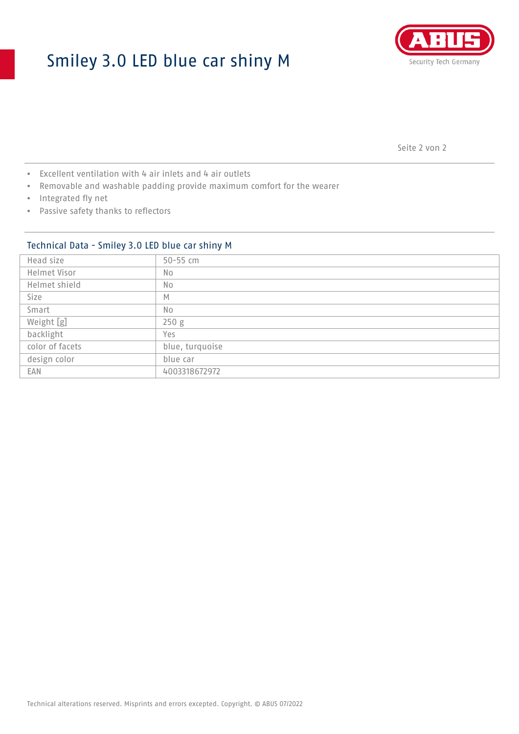# Smiley 3.0 LED blue car shiny M

- Excellent ventilation with 4 air inlets and 4 air outlets
- Removable and washable padding provide maximum comfort for the wearer
- Integrated fly net
- Passive safety thanks to reflectors

## Technical Data - Smiley 3.0 LED blue car shiny M

| | |
|---|---|
| Head size | 50-55 cm |
| Helmet Visor | No |
| Helmet shield | No |
| Size | M |
| Smart | No |
| Weight [g] | 250 g |
| backlight | Yes |
| color of facets | blue, turquoise |
| design color | blue car |
| EAN | 4003318672972 |

Technical alterations reserved. Misprints and errors excepted. Copyright. © ABUS 07/2022